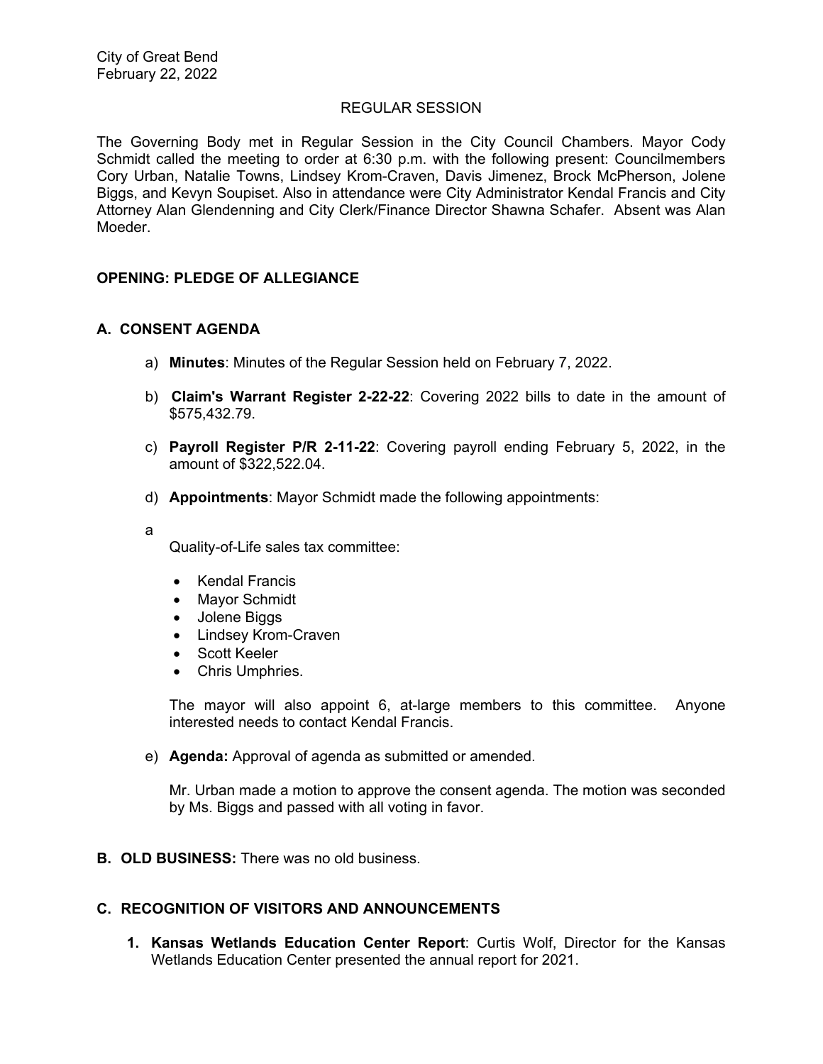City of Great Bend
February 22, 2022

REGULAR SESSION

The Governing Body met in Regular Session in the City Council Chambers. Mayor Cody Schmidt called the meeting to order at 6:30 p.m. with the following present: Councilmembers Cory Urban, Natalie Towns, Lindsey Krom-Craven, Davis Jimenez, Brock McPherson, Jolene Biggs, and Kevyn Soupiset. Also in attendance were City Administrator Kendal Francis and City Attorney Alan Glendenning and City Clerk/Finance Director Shawna Schafer. Absent was Alan Moeder.

**OPENING: PLEDGE OF ALLEGIANCE**

**A. CONSENT AGENDA**

a) **Minutes**: Minutes of the Regular Session held on February 7, 2022.

b) **Claim's Warrant Register 2-22-22**: Covering 2022 bills to date in the amount of $575,432.79.

c) **Payroll Register P/R 2-11-22**: Covering payroll ending February 5, 2022, in the amount of $322,522.04.

d) **Appointments**: Mayor Schmidt made the following appointments:

a

Quality-of-Life sales tax committee:

- Kendal Francis
- Mayor Schmidt
- Jolene Biggs
- Lindsey Krom-Craven
- Scott Keeler
- Chris Umphries.

The mayor will also appoint 6, at-large members to this committee. Anyone interested needs to contact Kendal Francis.

e) **Agenda:** Approval of agenda as submitted or amended.

Mr. Urban made a motion to approve the consent agenda. The motion was seconded by Ms. Biggs and passed with all voting in favor.

**B. OLD BUSINESS:** There was no old business.

**C. RECOGNITION OF VISITORS AND ANNOUNCEMENTS**

1. **Kansas Wetlands Education Center Report**: Curtis Wolf, Director for the Kansas Wetlands Education Center presented the annual report for 2021.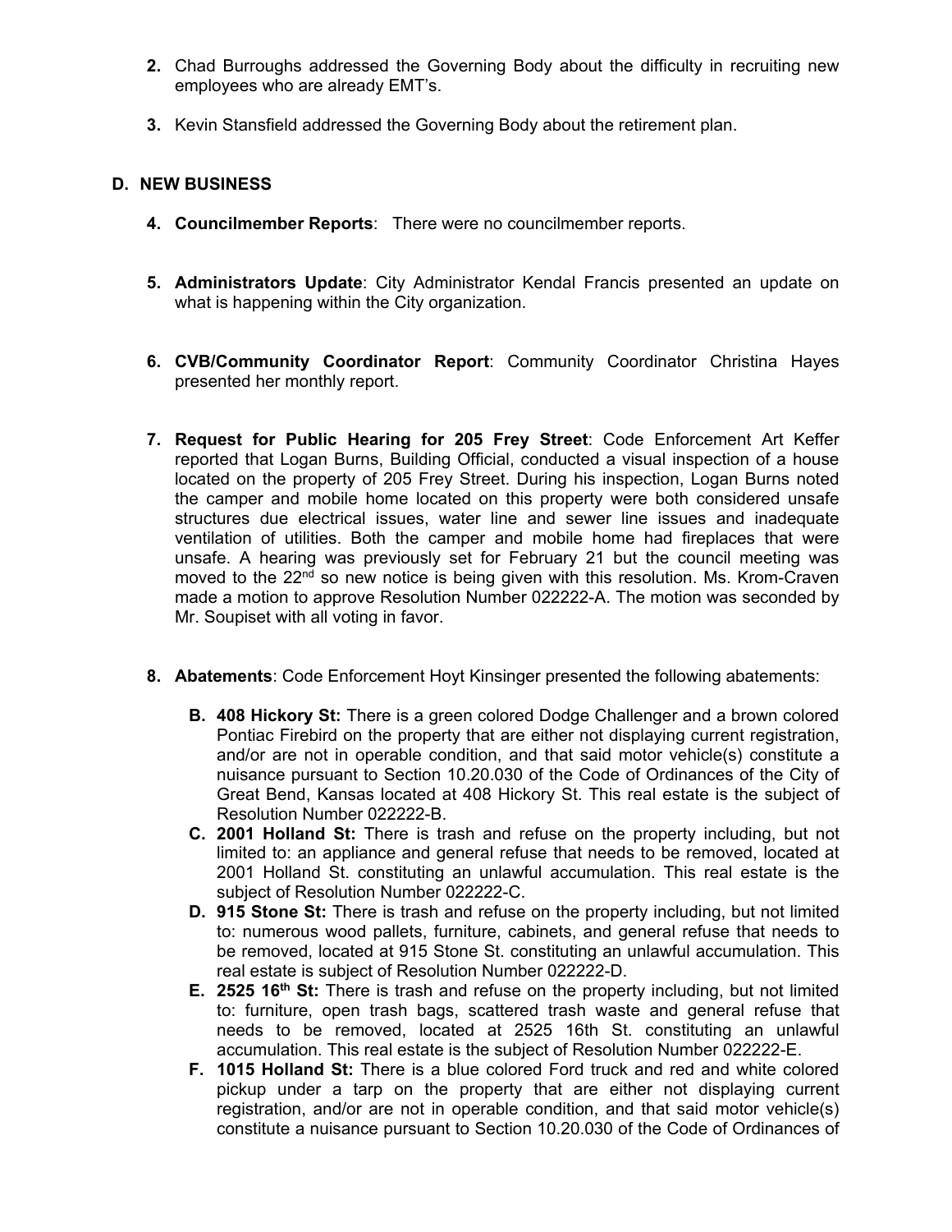2. Chad Burroughs addressed the Governing Body about the difficulty in recruiting new employees who are already EMT's.

3. Kevin Stansfield addressed the Governing Body about the retirement plan.

## D. NEW BUSINESS

4. **Councilmember Reports**: There were no councilmember reports.

5. **Administrators Update**: City Administrator Kendal Francis presented an update on what is happening within the City organization.

6. **CVB/Community Coordinator Report**: Community Coordinator Christina Hayes presented her monthly report.

7. **Request for Public Hearing for 205 Frey Street**: Code Enforcement Art Keffer reported that Logan Burns, Building Official, conducted a visual inspection of a house located on the property of 205 Frey Street. During his inspection, Logan Burns noted the camper and mobile home located on this property were both considered unsafe structures due electrical issues, water line and sewer line issues and inadequate ventilation of utilities. Both the camper and mobile home had fireplaces that were unsafe. A hearing was previously set for February 21 but the council meeting was moved to the 22nd so new notice is being given with this resolution. Ms. Krom-Craven made a motion to approve Resolution Number 022222-A. The motion was seconded by Mr. Soupiset with all voting in favor.

8. **Abatements**: Code Enforcement Hoyt Kinsinger presented the following abatements:

   B. **408 Hickory St:** There is a green colored Dodge Challenger and a brown colored Pontiac Firebird on the property that are either not displaying current registration, and/or are not in operable condition, and that said motor vehicle(s) constitute a nuisance pursuant to Section 10.20.030 of the Code of Ordinances of the City of Great Bend, Kansas located at 408 Hickory St. This real estate is the subject of Resolution Number 022222-B.

   C. **2001 Holland St:** There is trash and refuse on the property including, but not limited to: an appliance and general refuse that needs to be removed, located at 2001 Holland St. constituting an unlawful accumulation. This real estate is the subject of Resolution Number 022222-C.

   D. **915 Stone St:** There is trash and refuse on the property including, but not limited to: numerous wood pallets, furniture, cabinets, and general refuse that needs to be removed, located at 915 Stone St. constituting an unlawful accumulation. This real estate is subject of Resolution Number 022222-D.

   E. **2525 16th St:** There is trash and refuse on the property including, but not limited to: furniture, open trash bags, scattered trash waste and general refuse that needs to be removed, located at 2525 16th St. constituting an unlawful accumulation. This real estate is the subject of Resolution Number 022222-E.

   F. **1015 Holland St:** There is a blue colored Ford truck and red and white colored pickup under a tarp on the property that are either not displaying current registration, and/or are not in operable condition, and that said motor vehicle(s) constitute a nuisance pursuant to Section 10.20.030 of the Code of Ordinances of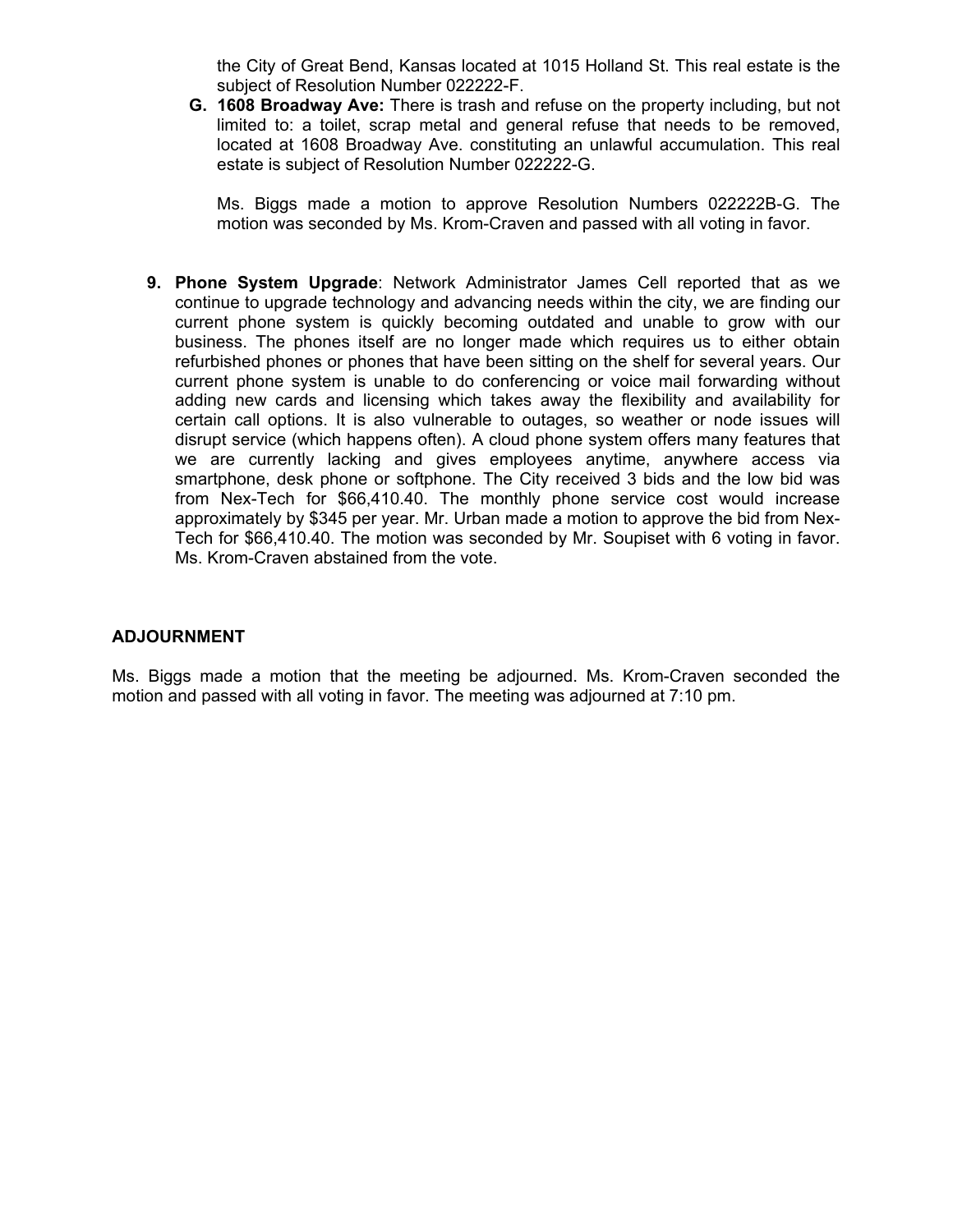the City of Great Bend, Kansas located at 1015 Holland St. This real estate is the subject of Resolution Number 022222-F.

G. **1608 Broadway Ave:** There is trash and refuse on the property including, but not limited to: a toilet, scrap metal and general refuse that needs to be removed, located at 1608 Broadway Ave. constituting an unlawful accumulation. This real estate is subject of Resolution Number 022222-G.

   Ms. Biggs made a motion to approve Resolution Numbers 022222B-G. The motion was seconded by Ms. Krom-Craven and passed with all voting in favor.

9. **Phone System Upgrade**: Network Administrator James Cell reported that as we continue to upgrade technology and advancing needs within the city, we are finding our current phone system is quickly becoming outdated and unable to grow with our business. The phones itself are no longer made which requires us to either obtain refurbished phones or phones that have been sitting on the shelf for several years. Our current phone system is unable to do conferencing or voice mail forwarding without adding new cards and licensing which takes away the flexibility and availability for certain call options. It is also vulnerable to outages, so weather or node issues will disrupt service (which happens often). A cloud phone system offers many features that we are currently lacking and gives employees anytime, anywhere access via smartphone, desk phone or softphone. The City received 3 bids and the low bid was from Nex-Tech for $66,410.40. The monthly phone service cost would increase approximately by $345 per year. Mr. Urban made a motion to approve the bid from Nex-Tech for $66,410.40. The motion was seconded by Mr. Soupiset with 6 voting in favor. Ms. Krom-Craven abstained from the vote.

**ADJOURNMENT**

Ms. Biggs made a motion that the meeting be adjourned. Ms. Krom-Craven seconded the motion and passed with all voting in favor. The meeting was adjourned at 7:10 pm.